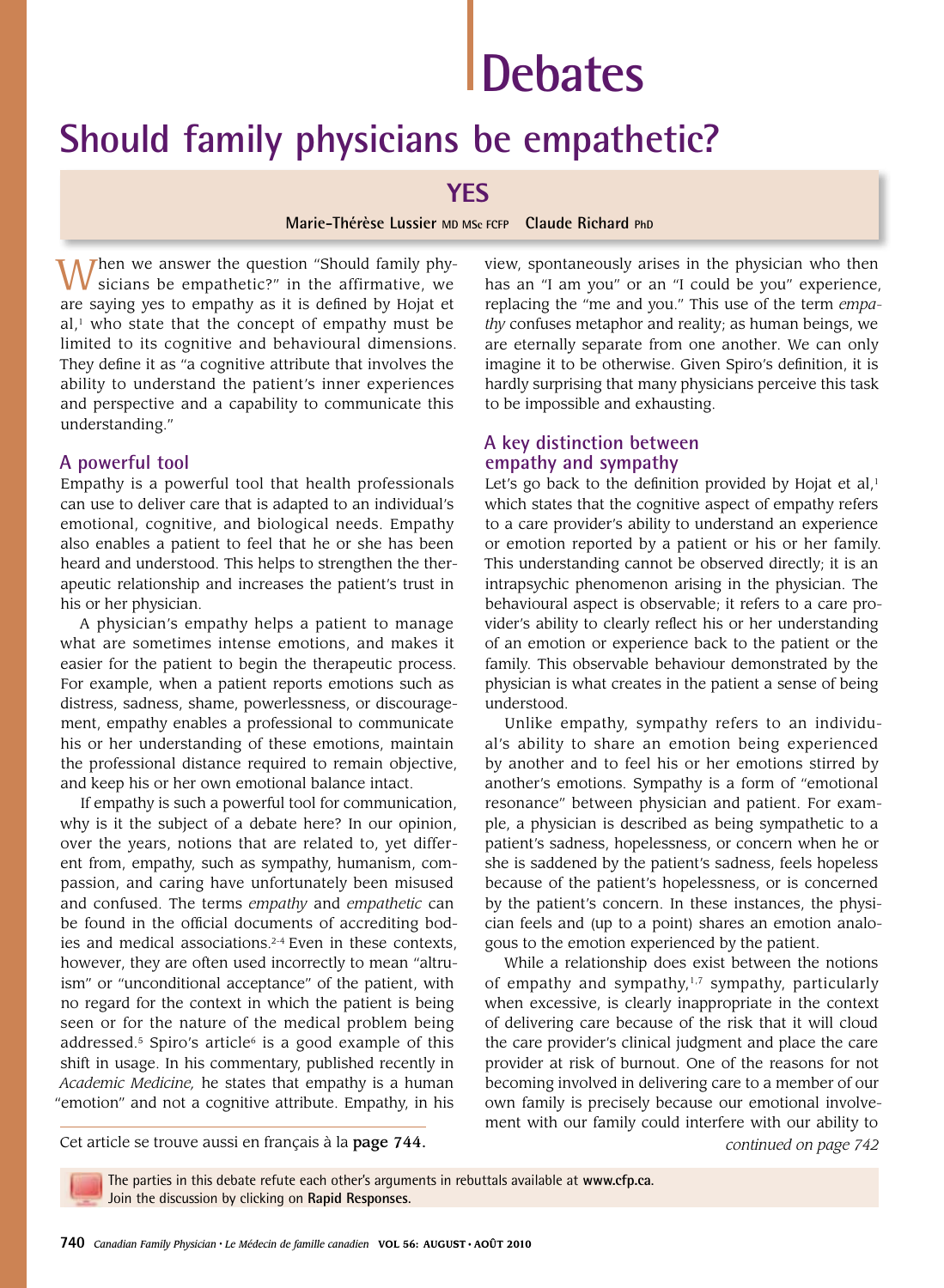# Debates

## Should family physicians be empathetic?

### YES

**Marie-Thérèse Lussier** MD MSc FCFP **Claude Richard** PhD

When we answer the question "Should family physicians be empathetic?" in the affirmative, we are saying yes to empathy as it is defined by Hojat et al,[1] who state that the concept of empathy must be limited to its cognitive and behavioural dimensions. They define it as "a cognitive attribute that involves the ability to understand the patient's inner experiences and perspective and a capability to communicate this understanding."

### A powerful tool

Empathy is a powerful tool that health professionals can use to deliver care that is adapted to an individual's emotional, cognitive, and biological needs. Empathy also enables a patient to feel that he or she has been heard and understood. This helps to strengthen the therapeutic relationship and increases the patient's trust in his or her physician.

A physician's empathy helps a patient to manage what are sometimes intense emotions, and makes it easier for the patient to begin the therapeutic process. For example, when a patient reports emotions such as distress, sadness, shame, powerlessness, or discouragement, empathy enables a professional to communicate his or her understanding of these emotions, maintain the professional distance required to remain objective, and keep his or her own emotional balance intact.

If empathy is such a powerful tool for communication, why is it the subject of a debate here? In our opinion, over the years, notions that are related to, yet different from, empathy, such as sympathy, humanism, compassion, and caring have unfortunately been misused and confused. The terms *empathy* and *empathetic* can be found in the official documents of accrediting bodies and medical associations.[2-4] Even in these contexts, however, they are often used incorrectly to mean "altruism" or "unconditional acceptance" of the patient, with no regard for the context in which the patient is being seen or for the nature of the medical problem being addressed.[5] Spiro's article[6] is a good example of this shift in usage. In his commentary, published recently in *Academic Medicine,* he states that empathy is a human "emotion" and not a cognitive attribute. Empathy, in his view, spontaneously arises in the physician who then has an "I am you" or an "I could be you" experience, replacing the "me and you." This use of the term *empathy* confuses metaphor and reality; as human beings, we are eternally separate from one another. We can only imagine it to be otherwise. Given Spiro's definition, it is hardly surprising that many physicians perceive this task to be impossible and exhausting.

### A key distinction between empathy and sympathy

Let's go back to the definition provided by Hojat et al,[1] which states that the cognitive aspect of empathy refers to a care provider's ability to understand an experience or emotion reported by a patient or his or her family. This understanding cannot be observed directly; it is an intrapsychic phenomenon arising in the physician. The behavioural aspect is observable; it refers to a care provider's ability to clearly reflect his or her understanding of an emotion or experience back to the patient or the family. This observable behaviour demonstrated by the physician is what creates in the patient a sense of being understood.

Unlike empathy, sympathy refers to an individual's ability to share an emotion being experienced by another and to feel his or her emotions stirred by another's emotions. Sympathy is a form of "emotional resonance" between physician and patient. For example, a physician is described as being sympathetic to a patient's sadness, hopelessness, or concern when he or she is saddened by the patient's sadness, feels hopeless because of the patient's hopelessness, or is concerned by the patient's concern. In these instances, the physician feels and (up to a point) shares an emotion analogous to the emotion experienced by the patient.

While a relationship does exist between the notions of empathy and sympathy,[1,7] sympathy, particularly when excessive, is clearly inappropriate in the context of delivering care because of the risk that it will cloud the care provider's clinical judgment and place the care provider at risk of burnout. One of the reasons for not becoming involved in delivering care to a member of our own family is precisely because our emotional involvement with our family could interfere with our ability to

*continued on page 742*

Cet article se trouve aussi en français à la **page 744.**

The parties in this debate refute each other's arguments in rebuttals available at **www.cfp.ca.** Join the discussion by clicking on **Rapid Responses.**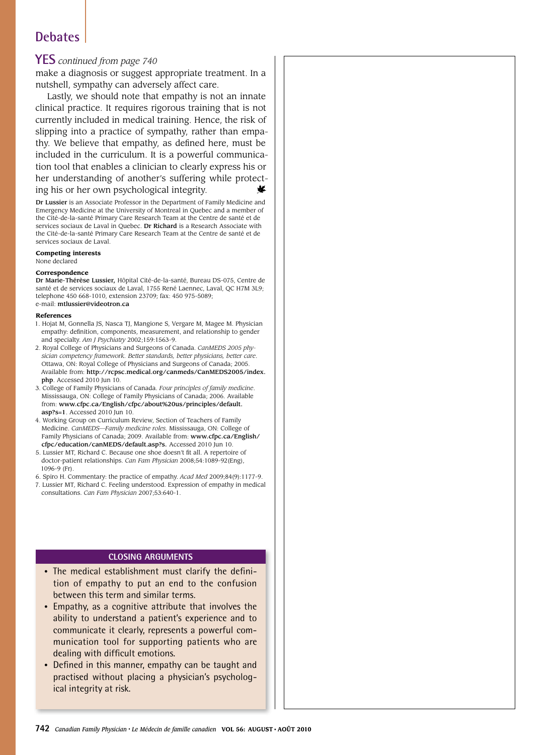## YES *continued from page 740*

make a diagnosis or suggest appropriate treatment. In a nutshell, sympathy can adversely affect care.

Lastly, we should note that empathy is not an innate clinical practice. It requires rigorous training that is not currently included in medical training. Hence, the risk of slipping into a practice of sympathy, rather than empathy. We believe that empathy, as defined here, must be included in the curriculum. It is a powerful communication tool that enables a clinician to clearly express his or her understanding of another's suffering while protecting his or her own psychological integrity.

**Dr Lussier** is an Associate Professor in the Department of Family Medicine and Emergency Medicine at the University of Montreal in Quebec and a member of the Cité-de-la-santé Primary Care Research Team at the Centre de santé et de services sociaux de Laval in Quebec. **Dr Richard** is a Research Associate with the Cité-de-la-santé Primary Care Research Team at the Centre de santé et de services sociaux de Laval.

**Competing interests**

None declared

**Correspondence**

**Dr Marie-Thérèse Lussier,** Hôpital Cité-de-la-santé, Bureau DS-075, Centre de santé et de services sociaux de Laval, 1755 René Laennec, Laval, QC H7M 3L9; telephone 450 668-1010, extension 23709; fax: 450 975-5089; e-mail: **mtlussier@videotron.ca**

**References**

1. Hojat M, Gonnella JS, Nasca TJ, Mangione S, Vergare M, Magee M. Physician empathy: definition, components, measurement, and relationship to gender and specialty. *Am J Psychiatry* 2002;159:1563-9.
2. Royal College of Physicians and Surgeons of Canada. *CanMEDS 2005 physician competency framework. Better standards, better physicians, better care*. Ottawa, ON: Royal College of Physicians and Surgeons of Canada; 2005. Available from: **http://rcpsc.medical.org/canmeds/CanMEDS2005/index.php**. Accessed 2010 Jun 10.
3. College of Family Physicians of Canada. *Four principles of family medicine*. Mississauga, ON: College of Family Physicians of Canada; 2006. Available from: **www.cfpc.ca/English/cfpc/about%20us/principles/default.asp?s=1**. Accessed 2010 Jun 10.
4. Working Group on Curriculum Review, Section of Teachers of Family Medicine. *CanMEDS—Family medicine roles*. Mississauga, ON: College of Family Physicians of Canada; 2009. Available from: **www.cfpc.ca/English/cfpc/education/canMEDS/default.asp?s.** Accessed 2010 Jun 10.
5. Lussier MT, Richard C. Because one shoe doesn't fit all. A repertoire of doctor-patient relationships. *Can Fam Physician* 2008;54:1089-92(Eng), 1096-9 (Fr).
6. Spiro H. Commentary: the practice of empathy. *Acad Med* 2009;84(9):1177-9.
7. Lussier MT, Richard C. Feeling understood. Expression of empathy in medical consultations. *Can Fam Physician* 2007;53:640-1.

### CLOSING ARGUMENTS

- The medical establishment must clarify the definition of empathy to put an end to the confusion between this term and similar terms.
- Empathy, as a cognitive attribute that involves the ability to understand a patient's experience and to communicate it clearly, represents a powerful communication tool for supporting patients who are dealing with difficult emotions.
- Defined in this manner, empathy can be taught and practised without placing a physician's psychological integrity at risk.